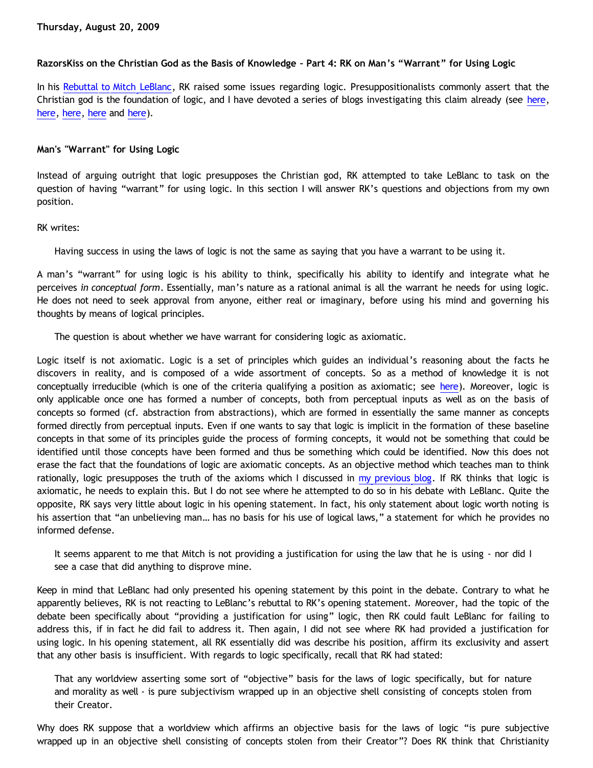**Thursday, August 20, 2009**

**RazorsKiss on the Christian God as the Basis of Knowledge – Part 4: RK on Man's "Warrant" for Using Logic**

In his Rebuttal to Mitch LeBlanc, RK raised some issues regarding logic. Presuppositionalists commonly assert that the Christian god is the foundation of logic, and I have devoted a series of blogs investigating this claim already (see here, here, here, here and here).

**Man's "Warrant" for Using Logic**

Instead of arguing outright that logic presupposes the Christian god, RK attempted to take LeBlanc to task on the question of having "warrant" for using logic. In this section I will answer RK's questions and objections from my own position.

RK writes:

> Having success in using the laws of logic is not the same as saying that you have a warrant to be using it.

A man's "warrant" for using logic is his ability to think, specifically his ability to identify and integrate what he perceives *in conceptual form*. Essentially, man's nature as a rational animal is all the warrant he needs for using logic. He does not need to seek approval from anyone, either real or imaginary, before using his mind and governing his thoughts by means of logical principles.

> The question is about whether we have warrant for considering logic as axiomatic.

Logic itself is not axiomatic. Logic is a set of principles which guides an individual's reasoning about the facts he discovers in reality, and is composed of a wide assortment of concepts. So as a method of knowledge it is not conceptually irreducible (which is one of the criteria qualifying a position as axiomatic; see here). Moreover, logic is only applicable once one has formed a number of concepts, both from perceptual inputs as well as on the basis of concepts so formed (cf. abstraction from abstractions), which are formed in essentially the same manner as concepts formed directly from perceptual inputs. Even if one wants to say that logic is implicit in the formation of these baseline concepts in that some of its principles guide the process of forming concepts, it would not be something that could be identified until those concepts have been formed and thus be something which could be identified. Now this does not erase the fact that the foundations of logic are axiomatic concepts. As an objective method which teaches man to think rationally, logic presupposes the truth of the axioms which I discussed in my previous blog. If RK thinks that logic is axiomatic, he needs to explain this. But I do not see where he attempted to do so in his debate with LeBlanc. Quite the opposite, RK says very little about logic in his opening statement. In fact, his only statement about logic worth noting is his assertion that "an unbelieving man… has no basis for his use of logical laws," a statement for which he provides no informed defense.

> It seems apparent to me that Mitch is not providing a justification for using the law that he is using - nor did I see a case that did anything to disprove mine.

Keep in mind that LeBlanc had only presented his opening statement by this point in the debate. Contrary to what he apparently believes, RK is not reacting to LeBlanc's rebuttal to RK's opening statement. Moreover, had the topic of the debate been specifically about "providing a justification for using" logic, then RK could fault LeBlanc for failing to address this, if in fact he did fail to address it. Then again, I did not see where RK had provided a justification for using logic. In his opening statement, all RK essentially did was describe his position, affirm its exclusivity and assert that any other basis is insufficient. With regards to logic specifically, recall that RK had stated:

> That any worldview asserting some sort of "objective" basis for the laws of logic specifically, but for nature and morality as well - is pure subjectivism wrapped up in an objective shell consisting of concepts stolen from their Creator.

Why does RK suppose that a worldview which affirms an objective basis for the laws of logic "is pure subjective wrapped up in an objective shell consisting of concepts stolen from their Creator"? Does RK think that Christianity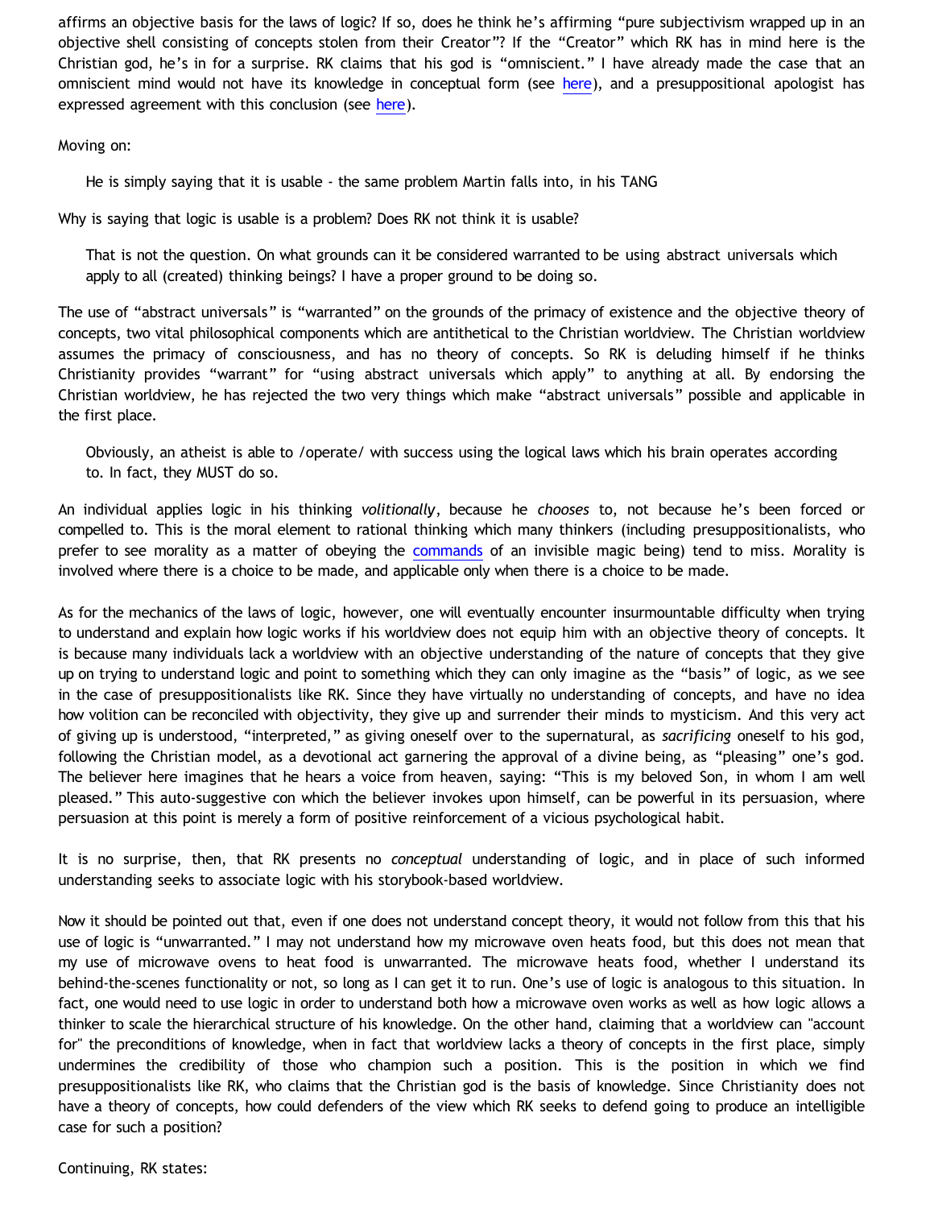affirms an objective basis for the laws of logic? If so, does he think he's affirming "pure subjectivism wrapped up in an objective shell consisting of concepts stolen from their Creator"? If the "Creator" which RK has in mind here is the Christian god, he's in for a surprise. RK claims that his god is "omniscient." I have already made the case that an omniscient mind would not have its knowledge in conceptual form (see here), and a presuppositional apologist has expressed agreement with this conclusion (see here).

Moving on:

> He is simply saying that it is usable - the same problem Martin falls into, in his TANG

Why is saying that logic is usable is a problem? Does RK not think it is usable?

> That is not the question. On what grounds can it be considered warranted to be using abstract universals which apply to all (created) thinking beings? I have a proper ground to be doing so.

The use of "abstract universals" is "warranted" on the grounds of the primacy of existence and the objective theory of concepts, two vital philosophical components which are antithetical to the Christian worldview. The Christian worldview assumes the primacy of consciousness, and has no theory of concepts. So RK is deluding himself if he thinks Christianity provides "warrant" for "using abstract universals which apply" to anything at all. By endorsing the Christian worldview, he has rejected the two very things which make "abstract universals" possible and applicable in the first place.

> Obviously, an atheist is able to /operate/ with success using the logical laws which his brain operates according to. In fact, they MUST do so.

An individual applies logic in his thinking *volitionally*, because he *chooses* to, not because he's been forced or compelled to. This is the moral element to rational thinking which many thinkers (including presuppositionalists, who prefer to see morality as a matter of obeying the commands of an invisible magic being) tend to miss. Morality is involved where there is a choice to be made, and applicable only when there is a choice to be made.

As for the mechanics of the laws of logic, however, one will eventually encounter insurmountable difficulty when trying to understand and explain how logic works if his worldview does not equip him with an objective theory of concepts. It is because many individuals lack a worldview with an objective understanding of the nature of concepts that they give up on trying to understand logic and point to something which they can only imagine as the "basis" of logic, as we see in the case of presuppositionalists like RK. Since they have virtually no understanding of concepts, and have no idea how volition can be reconciled with objectivity, they give up and surrender their minds to mysticism. And this very act of giving up is understood, "interpreted," as giving oneself over to the supernatural, as *sacrificing* oneself to his god, following the Christian model, as a devotional act garnering the approval of a divine being, as "pleasing" one's god. The believer here imagines that he hears a voice from heaven, saying: "This is my beloved Son, in whom I am well pleased." This auto-suggestive con which the believer invokes upon himself, can be powerful in its persuasion, where persuasion at this point is merely a form of positive reinforcement of a vicious psychological habit.

It is no surprise, then, that RK presents no *conceptual* understanding of logic, and in place of such informed understanding seeks to associate logic with his storybook-based worldview.

Now it should be pointed out that, even if one does not understand concept theory, it would not follow from this that his use of logic is "unwarranted." I may not understand how my microwave oven heats food, but this does not mean that my use of microwave ovens to heat food is unwarranted. The microwave heats food, whether I understand its behind-the-scenes functionality or not, so long as I can get it to run. One's use of logic is analogous to this situation. In fact, one would need to use logic in order to understand both how a microwave oven works as well as how logic allows a thinker to scale the hierarchical structure of his knowledge. On the other hand, claiming that a worldview can "account for" the preconditions of knowledge, when in fact that worldview lacks a theory of concepts in the first place, simply undermines the credibility of those who champion such a position. This is the position in which we find presuppositionalists like RK, who claims that the Christian god is the basis of knowledge. Since Christianity does not have a theory of concepts, how could defenders of the view which RK seeks to defend going to produce an intelligible case for such a position?

Continuing, RK states: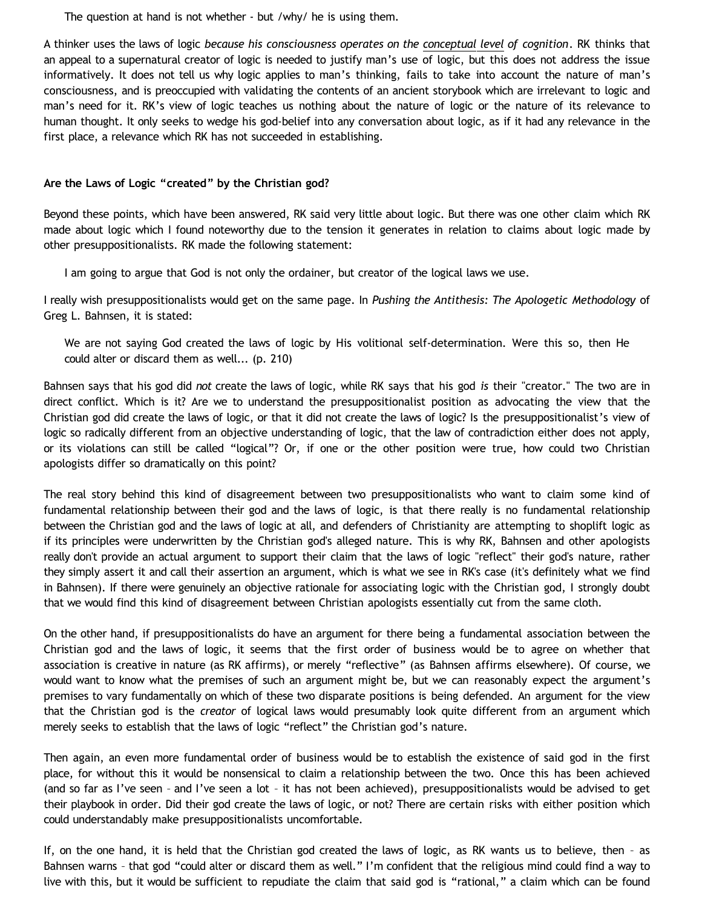> The question at hand is not whether - but /why/ he is using them.

A thinker uses the laws of logic *because his consciousness operates on the* conceptual level *of cognition*. RK thinks that an appeal to a supernatural creator of logic is needed to justify man's use of logic, but this does not address the issue informatively. It does not tell us why logic applies to man's thinking, fails to take into account the nature of man's consciousness, and is preoccupied with validating the contents of an ancient storybook which are irrelevant to logic and man's need for it. RK's view of logic teaches us nothing about the nature of logic or the nature of its relevance to human thought. It only seeks to wedge his god-belief into any conversation about logic, as if it had any relevance in the first place, a relevance which RK has not succeeded in establishing.

**Are the Laws of Logic "created" by the Christian god?**

Beyond these points, which have been answered, RK said very little about logic. But there was one other claim which RK made about logic which I found noteworthy due to the tension it generates in relation to claims about logic made by other presuppositionalists. RK made the following statement:

> I am going to argue that God is not only the ordainer, but creator of the logical laws we use.

I really wish presuppositionalists would get on the same page. In *Pushing the Antithesis: The Apologetic Methodology* of Greg L. Bahnsen, it is stated:

> We are not saying God created the laws of logic by His volitional self-determination. Were this so, then He could alter or discard them as well... (p. 210)

Bahnsen says that his god did *not* create the laws of logic, while RK says that his god *is* their "creator." The two are in direct conflict. Which is it? Are we to understand the presuppositionalist position as advocating the view that the Christian god did create the laws of logic, or that it did not create the laws of logic? Is the presuppositionalist's view of logic so radically different from an objective understanding of logic, that the law of contradiction either does not apply, or its violations can still be called "logical"? Or, if one or the other position were true, how could two Christian apologists differ so dramatically on this point?

The real story behind this kind of disagreement between two presuppositionalists who want to claim some kind of fundamental relationship between their god and the laws of logic, is that there really is no fundamental relationship between the Christian god and the laws of logic at all, and defenders of Christianity are attempting to shoplift logic as if its principles were underwritten by the Christian god's alleged nature. This is why RK, Bahnsen and other apologists really don't provide an actual argument to support their claim that the laws of logic "reflect" their god's nature, rather they simply assert it and call their assertion an argument, which is what we see in RK's case (it's definitely what we find in Bahnsen). If there were genuinely an objective rationale for associating logic with the Christian god, I strongly doubt that we would find this kind of disagreement between Christian apologists essentially cut from the same cloth.

On the other hand, if presuppositionalists do have an argument for there being a fundamental association between the Christian god and the laws of logic, it seems that the first order of business would be to agree on whether that association is creative in nature (as RK affirms), or merely "reflective" (as Bahnsen affirms elsewhere). Of course, we would want to know what the premises of such an argument might be, but we can reasonably expect the argument's premises to vary fundamentally on which of these two disparate positions is being defended. An argument for the view that the Christian god is the *creator* of logical laws would presumably look quite different from an argument which merely seeks to establish that the laws of logic "reflect" the Christian god's nature.

Then again, an even more fundamental order of business would be to establish the existence of said god in the first place, for without this it would be nonsensical to claim a relationship between the two. Once this has been achieved (and so far as I've seen – and I've seen a lot – it has not been achieved), presuppositionalists would be advised to get their playbook in order. Did their god create the laws of logic, or not? There are certain risks with either position which could understandably make presuppositionalists uncomfortable.

If, on the one hand, it is held that the Christian god created the laws of logic, as RK wants us to believe, then – as Bahnsen warns – that god "could alter or discard them as well." I'm confident that the religious mind could find a way to live with this, but it would be sufficient to repudiate the claim that said god is "rational," a claim which can be found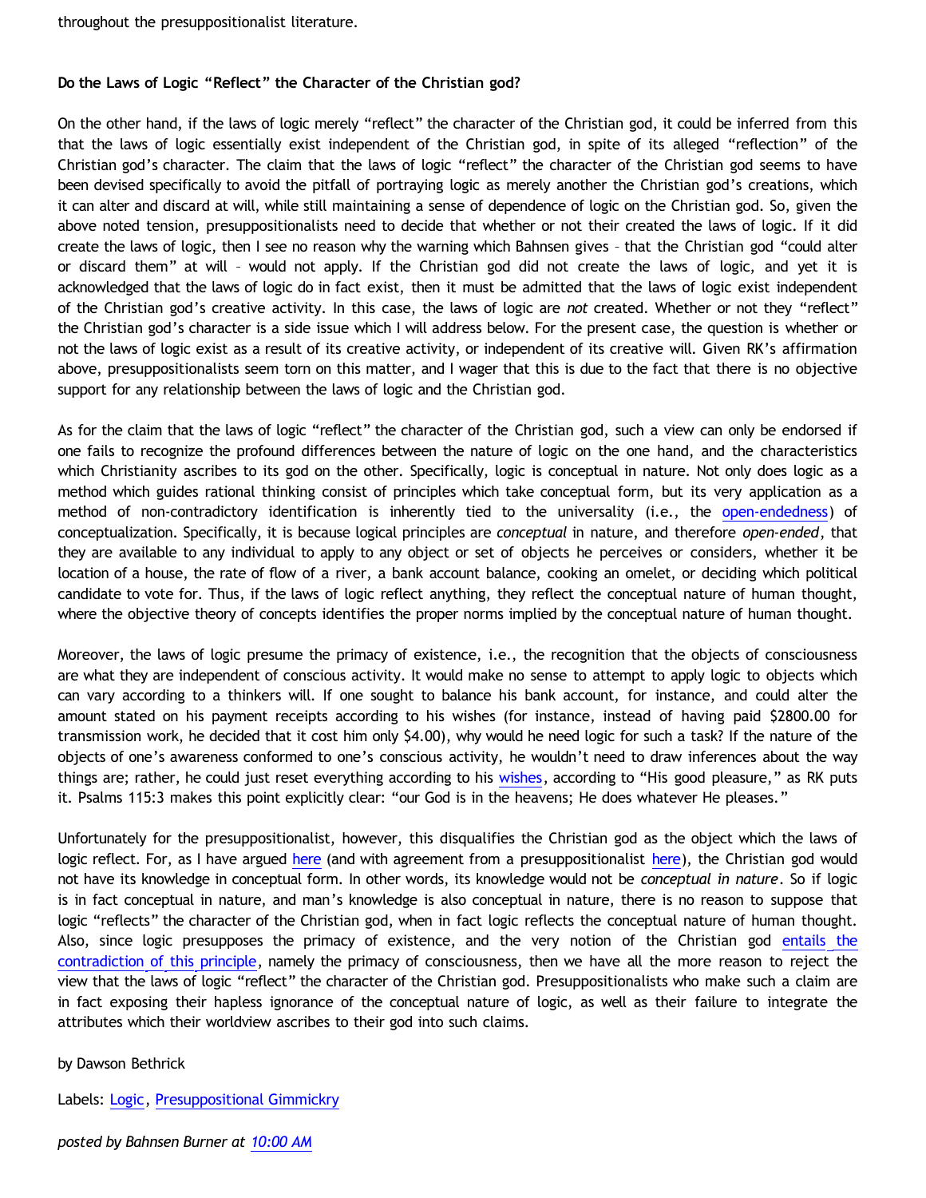throughout the presuppositionalist literature.

**Do the Laws of Logic "Reflect" the Character of the Christian god?**

On the other hand, if the laws of logic merely "reflect" the character of the Christian god, it could be inferred from this that the laws of logic essentially exist independent of the Christian god, in spite of its alleged "reflection" of the Christian god's character. The claim that the laws of logic "reflect" the character of the Christian god seems to have been devised specifically to avoid the pitfall of portraying logic as merely another the Christian god's creations, which it can alter and discard at will, while still maintaining a sense of dependence of logic on the Christian god. So, given the above noted tension, presuppositionalists need to decide that whether or not their created the laws of logic. If it did create the laws of logic, then I see no reason why the warning which Bahnsen gives – that the Christian god "could alter or discard them" at will – would not apply. If the Christian god did not create the laws of logic, and yet it is acknowledged that the laws of logic do in fact exist, then it must be admitted that the laws of logic exist independent of the Christian god's creative activity. In this case, the laws of logic are *not* created. Whether or not they "reflect" the Christian god's character is a side issue which I will address below. For the present case, the question is whether or not the laws of logic exist as a result of its creative activity, or independent of its creative will. Given RK's affirmation above, presuppositionalists seem torn on this matter, and I wager that this is due to the fact that there is no objective support for any relationship between the laws of logic and the Christian god.

As for the claim that the laws of logic "reflect" the character of the Christian god, such a view can only be endorsed if one fails to recognize the profound differences between the nature of logic on the one hand, and the characteristics which Christianity ascribes to its god on the other. Specifically, logic is conceptual in nature. Not only does logic as a method which guides rational thinking consist of principles which take conceptual form, but its very application as a method of non-contradictory identification is inherently tied to the universality (i.e., the open-endedness) of conceptualization. Specifically, it is because logical principles are *conceptual* in nature, and therefore *open-ended*, that they are available to any individual to apply to any object or set of objects he perceives or considers, whether it be location of a house, the rate of flow of a river, a bank account balance, cooking an omelet, or deciding which political candidate to vote for. Thus, if the laws of logic reflect anything, they reflect the conceptual nature of human thought, where the objective theory of concepts identifies the proper norms implied by the conceptual nature of human thought.

Moreover, the laws of logic presume the primacy of existence, i.e., the recognition that the objects of consciousness are what they are independent of conscious activity. It would make no sense to attempt to apply logic to objects which can vary according to a thinkers will. If one sought to balance his bank account, for instance, and could alter the amount stated on his payment receipts according to his wishes (for instance, instead of having paid $2800.00 for transmission work, he decided that it cost him only $4.00), why would he need logic for such a task? If the nature of the objects of one's awareness conformed to one's conscious activity, he wouldn't need to draw inferences about the way things are; rather, he could just reset everything according to his wishes, according to "His good pleasure," as RK puts it. Psalms 115:3 makes this point explicitly clear: "our God is in the heavens; He does whatever He pleases."

Unfortunately for the presuppositionalist, however, this disqualifies the Christian god as the object which the laws of logic reflect. For, as I have argued here (and with agreement from a presuppositionalist here), the Christian god would not have its knowledge in conceptual form. In other words, its knowledge would not be *conceptual in nature*. So if logic is in fact conceptual in nature, and man's knowledge is also conceptual in nature, there is no reason to suppose that logic "reflects" the character of the Christian god, when in fact logic reflects the conceptual nature of human thought. Also, since logic presupposes the primacy of existence, and the very notion of the Christian god entails the contradiction of this principle, namely the primacy of consciousness, then we have all the more reason to reject the view that the laws of logic "reflect" the character of the Christian god. Presuppositionalists who make such a claim are in fact exposing their hapless ignorance of the conceptual nature of logic, as well as their failure to integrate the attributes which their worldview ascribes to their god into such claims.

by Dawson Bethrick

Labels: Logic, Presuppositional Gimmickry

*posted by Bahnsen Burner at 10:00 AM*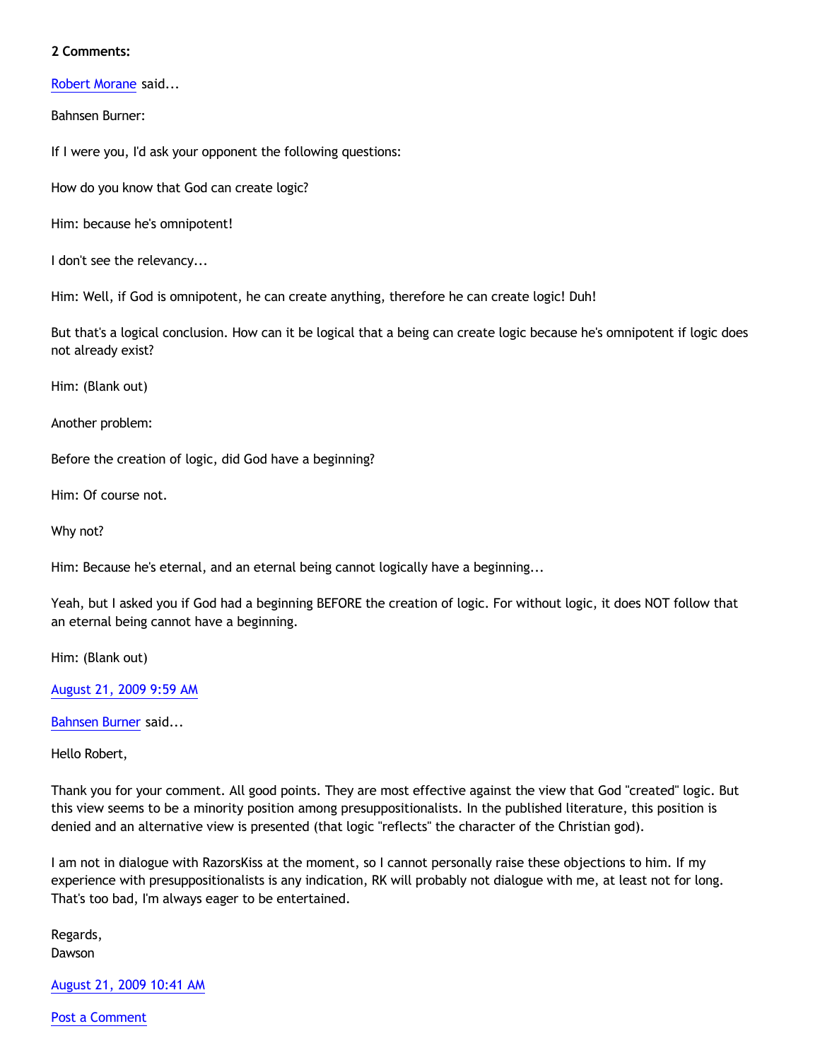**2 Comments:**

[Robert Morane]() said...

Bahnsen Burner:

If I were you, I'd ask your opponent the following questions:

How do you know that God can create logic?

Him: because he's omnipotent!

I don't see the relevancy...

Him: Well, if God is omnipotent, he can create anything, therefore he can create logic! Duh!

But that's a logical conclusion. How can it be logical that a being can create logic because he's omnipotent if logic does not already exist?

Him: (Blank out)

Another problem:

Before the creation of logic, did God have a beginning?

Him: Of course not.

Why not?

Him: Because he's eternal, and an eternal being cannot logically have a beginning...

Yeah, but I asked you if God had a beginning BEFORE the creation of logic. For without logic, it does NOT follow that an eternal being cannot have a beginning.

Him: (Blank out)

[August 21, 2009 9:59 AM]()

[Bahnsen Burner]() said...

Hello Robert,

Thank you for your comment. All good points. They are most effective against the view that God "created" logic. But this view seems to be a minority position among presuppositionalists. In the published literature, this position is denied and an alternative view is presented (that logic "reflects" the character of the Christian god).

I am not in dialogue with RazorsKiss at the moment, so I cannot personally raise these objections to him. If my experience with presuppositionalists is any indication, RK will probably not dialogue with me, at least not for long. That's too bad, I'm always eager to be entertained.

Regards,
Dawson

[August 21, 2009 10:41 AM]()

[Post a Comment]()